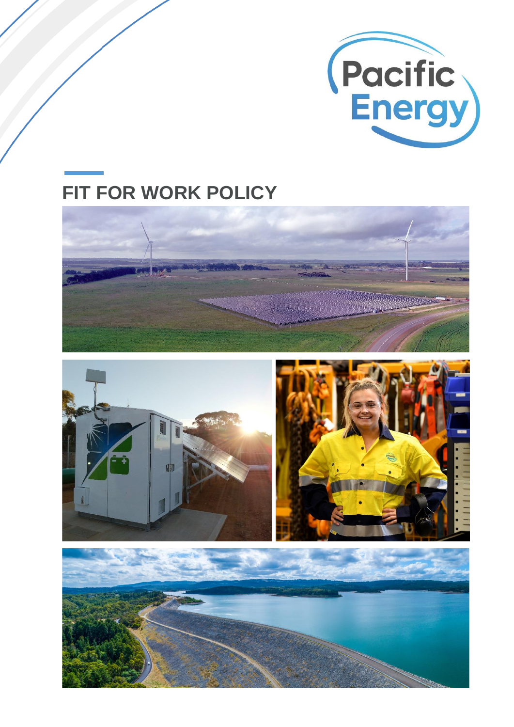# FIT FOR WORK POLICY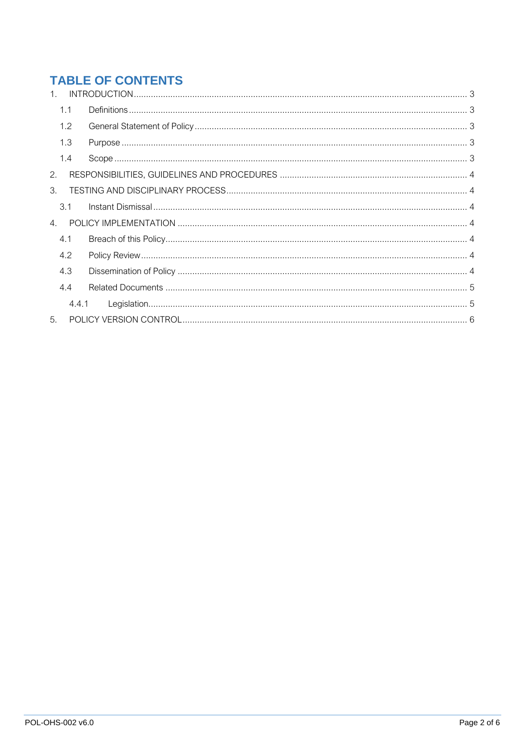# TABLE OF CONTENTS

1. INTRODUCTION ........................................................................................................................ 3
   - 1.1 Definitions ........................................................................................................................ 3
   - 1.2 General Statement of Policy ............................................................................................ 3
   - 1.3 Purpose ............................................................................................................................ 3
   - 1.4 Scope ............................................................................................................................... 3
2. RESPONSIBILITIES, GUIDELINES AND PROCEDURES ........................................................... 4
3. TESTING AND DISCIPLINARY PROCESS .................................................................................. 4
   - 3.1 Instant Dismissal .............................................................................................................. 4
4. POLICY IMPLEMENTATION ...................................................................................................... 4
   - 4.1 Breach of this Policy ......................................................................................................... 4
   - 4.2 Policy Review ................................................................................................................... 4
   - 4.3 Dissemination of Policy .................................................................................................... 4
   - 4.4 Related Documents .......................................................................................................... 5
     - 4.4.1 Legislation ................................................................................................................. 5
5. POLICY VERSION CONTROL ..................................................................................................... 6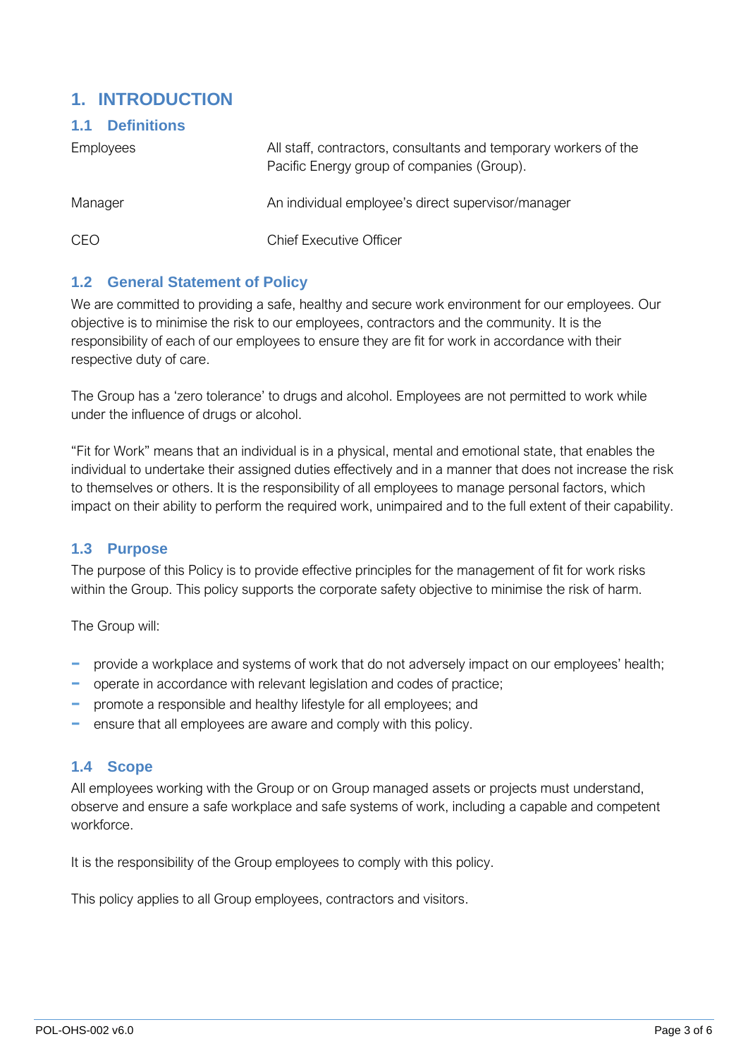# 1. INTRODUCTION

## 1.1 Definitions

| | |
|---|---|
| Employees | All staff, contractors, consultants and temporary workers of the Pacific Energy group of companies (Group). |
| Manager | An individual employee's direct supervisor/manager |
| CEO | Chief Executive Officer |

## 1.2 General Statement of Policy

We are committed to providing a safe, healthy and secure work environment for our employees. Our objective is to minimise the risk to our employees, contractors and the community. It is the responsibility of each of our employees to ensure they are fit for work in accordance with their respective duty of care.

The Group has a 'zero tolerance' to drugs and alcohol. Employees are not permitted to work while under the influence of drugs or alcohol.

"Fit for Work" means that an individual is in a physical, mental and emotional state, that enables the individual to undertake their assigned duties effectively and in a manner that does not increase the risk to themselves or others. It is the responsibility of all employees to manage personal factors, which impact on their ability to perform the required work, unimpaired and to the full extent of their capability.

## 1.3 Purpose

The purpose of this Policy is to provide effective principles for the management of fit for work risks within the Group. This policy supports the corporate safety objective to minimise the risk of harm.

The Group will:

- provide a workplace and systems of work that do not adversely impact on our employees' health;
- operate in accordance with relevant legislation and codes of practice;
- promote a responsible and healthy lifestyle for all employees; and
- ensure that all employees are aware and comply with this policy.

## 1.4 Scope

All employees working with the Group or on Group managed assets or projects must understand, observe and ensure a safe workplace and safe systems of work, including a capable and competent workforce.

It is the responsibility of the Group employees to comply with this policy.

This policy applies to all Group employees, contractors and visitors.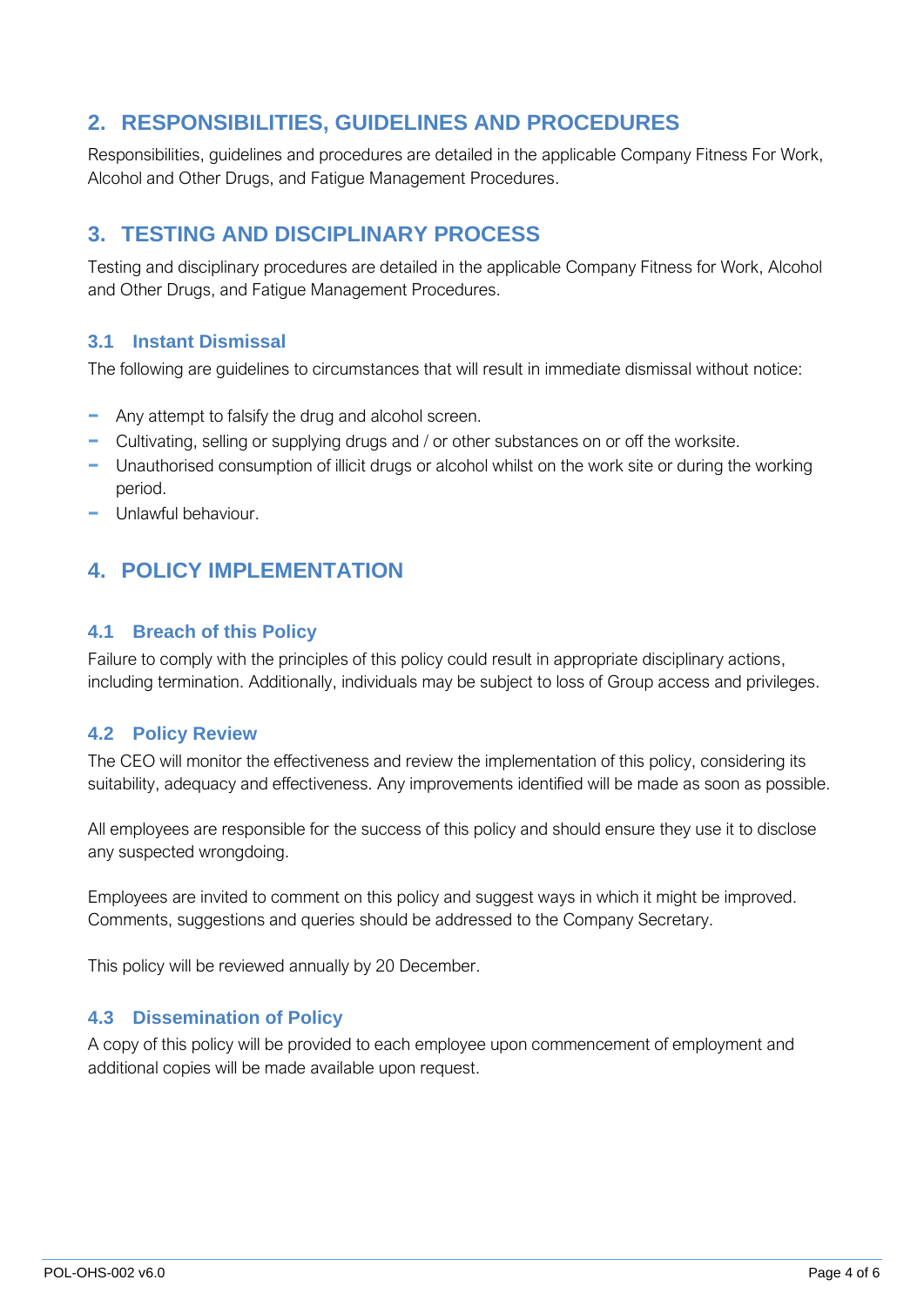## 2. RESPONSIBILITIES, GUIDELINES AND PROCEDURES

Responsibilities, guidelines and procedures are detailed in the applicable Company Fitness For Work, Alcohol and Other Drugs, and Fatigue Management Procedures.

## 3. TESTING AND DISCIPLINARY PROCESS

Testing and disciplinary procedures are detailed in the applicable Company Fitness for Work, Alcohol and Other Drugs, and Fatigue Management Procedures.

### 3.1 Instant Dismissal

The following are guidelines to circumstances that will result in immediate dismissal without notice:

- Any attempt to falsify the drug and alcohol screen.
- Cultivating, selling or supplying drugs and / or other substances on or off the worksite.
- Unauthorised consumption of illicit drugs or alcohol whilst on the work site or during the working period.
- Unlawful behaviour.

## 4. POLICY IMPLEMENTATION

### 4.1 Breach of this Policy

Failure to comply with the principles of this policy could result in appropriate disciplinary actions, including termination. Additionally, individuals may be subject to loss of Group access and privileges.

### 4.2 Policy Review

The CEO will monitor the effectiveness and review the implementation of this policy, considering its suitability, adequacy and effectiveness. Any improvements identified will be made as soon as possible.

All employees are responsible for the success of this policy and should ensure they use it to disclose any suspected wrongdoing.

Employees are invited to comment on this policy and suggest ways in which it might be improved. Comments, suggestions and queries should be addressed to the Company Secretary.

This policy will be reviewed annually by 20 December.

### 4.3 Dissemination of Policy

A copy of this policy will be provided to each employee upon commencement of employment and additional copies will be made available upon request.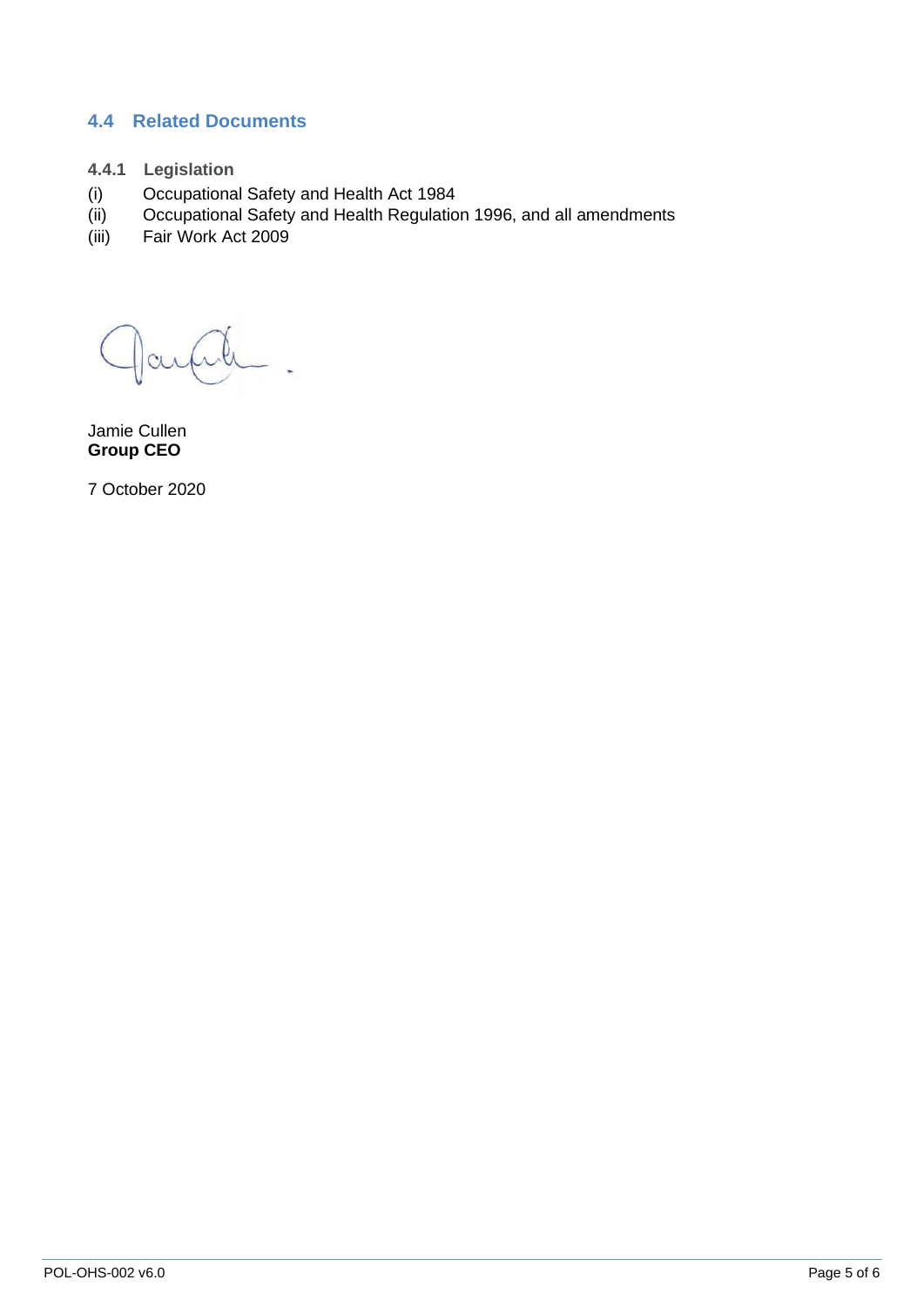## 4.4 Related Documents

### 4.4.1 Legislation

(i) Occupational Safety and Health Act 1984

(ii) Occupational Safety and Health Regulation 1996, and all amendments

(iii) Fair Work Act 2009

Jamie Cullen
**Group CEO**

7 October 2020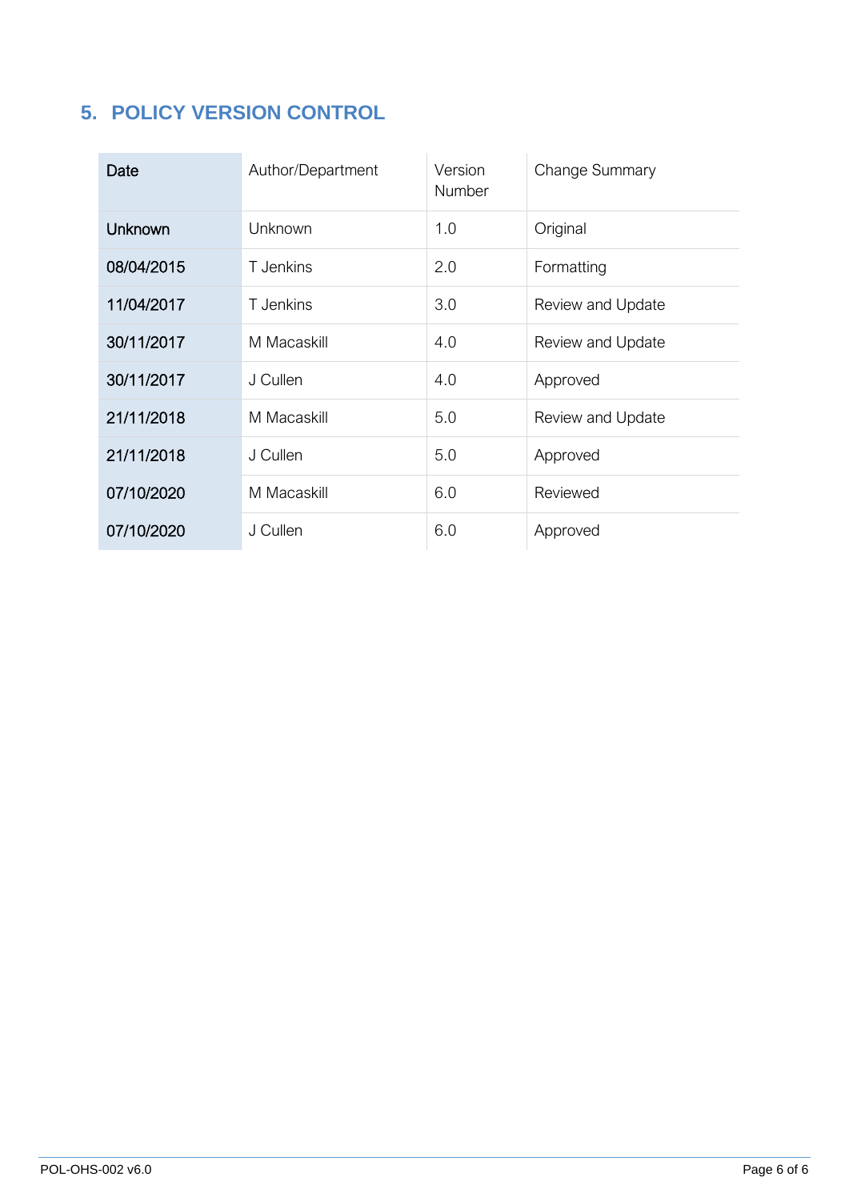## 5. POLICY VERSION CONTROL

| Date | Author/Department | Version Number | Change Summary |
|---|---|---|---|
| Unknown | Unknown | 1.0 | Original |
| 08/04/2015 | T Jenkins | 2.0 | Formatting |
| 11/04/2017 | T Jenkins | 3.0 | Review and Update |
| 30/11/2017 | M Macaskill | 4.0 | Review and Update |
| 30/11/2017 | J Cullen | 4.0 | Approved |
| 21/11/2018 | M Macaskill | 5.0 | Review and Update |
| 21/11/2018 | J Cullen | 5.0 | Approved |
| 07/10/2020 | M Macaskill | 6.0 | Reviewed |
| 07/10/2020 | J Cullen | 6.0 | Approved |